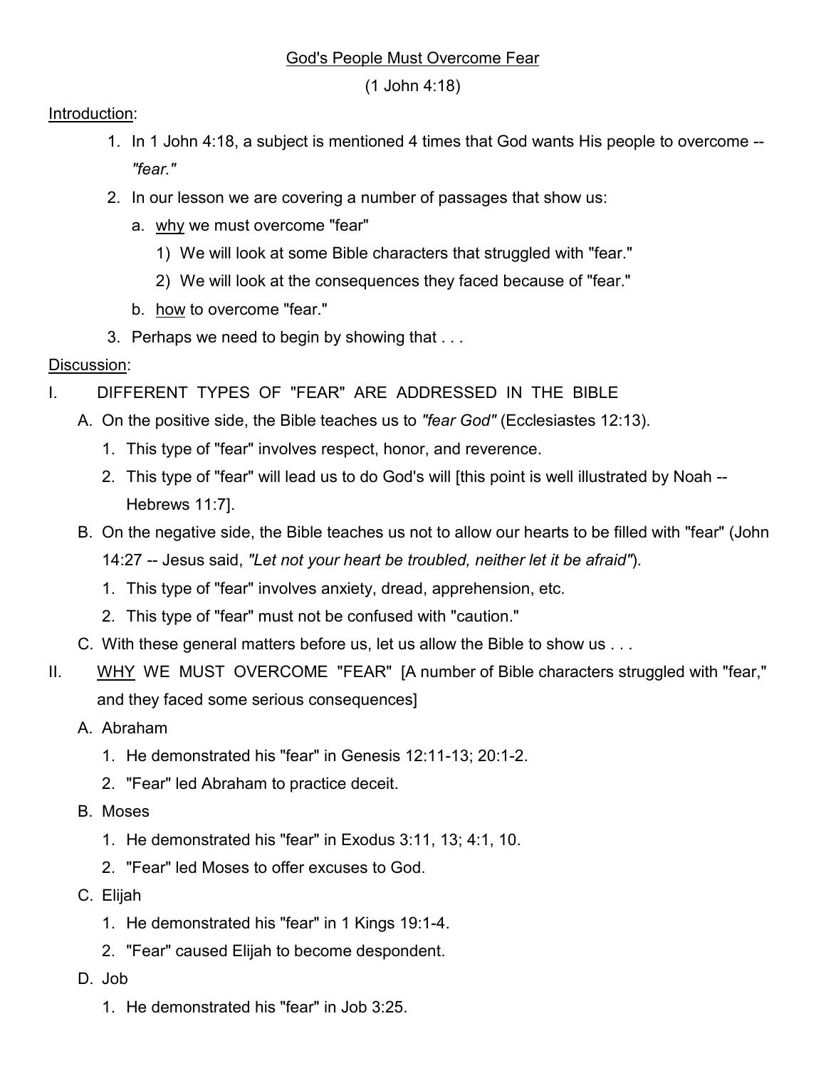# God's People Must Overcome Fear

(1 John 4:18)

Introduction:

1. In 1 John 4:18, a subject is mentioned 4 times that God wants His people to overcome -- *"fear."*
2. In our lesson we are covering a number of passages that show us:
   a. why we must overcome "fear"
      1) We will look at some Bible characters that struggled with "fear."
      2) We will look at the consequences they faced because of "fear."
   b. how to overcome "fear."
3. Perhaps we need to begin by showing that . . .

Discussion:

I. DIFFERENT TYPES OF "FEAR" ARE ADDRESSED IN THE BIBLE
   A. On the positive side, the Bible teaches us to *"fear God"* (Ecclesiastes 12:13).
      1. This type of "fear" involves respect, honor, and reverence.
      2. This type of "fear" will lead us to do God's will [this point is well illustrated by Noah -- Hebrews 11:7].
   B. On the negative side, the Bible teaches us not to allow our hearts to be filled with "fear" (John 14:27 -- Jesus said, *"Let not your heart be troubled, neither let it be afraid"*).
      1. This type of "fear" involves anxiety, dread, apprehension, etc.
      2. This type of "fear" must not be confused with "caution."
   C. With these general matters before us, let us allow the Bible to show us . . .

II. WHY WE MUST OVERCOME "FEAR" [A number of Bible characters struggled with "fear," and they faced some serious consequences]
   A. Abraham
      1. He demonstrated his "fear" in Genesis 12:11-13; 20:1-2.
      2. "Fear" led Abraham to practice deceit.
   B. Moses
      1. He demonstrated his "fear" in Exodus 3:11, 13; 4:1, 10.
      2. "Fear" led Moses to offer excuses to God.
   C. Elijah
      1. He demonstrated his "fear" in 1 Kings 19:1-4.
      2. "Fear" caused Elijah to become despondent.
   D. Job
      1. He demonstrated his "fear" in Job 3:25.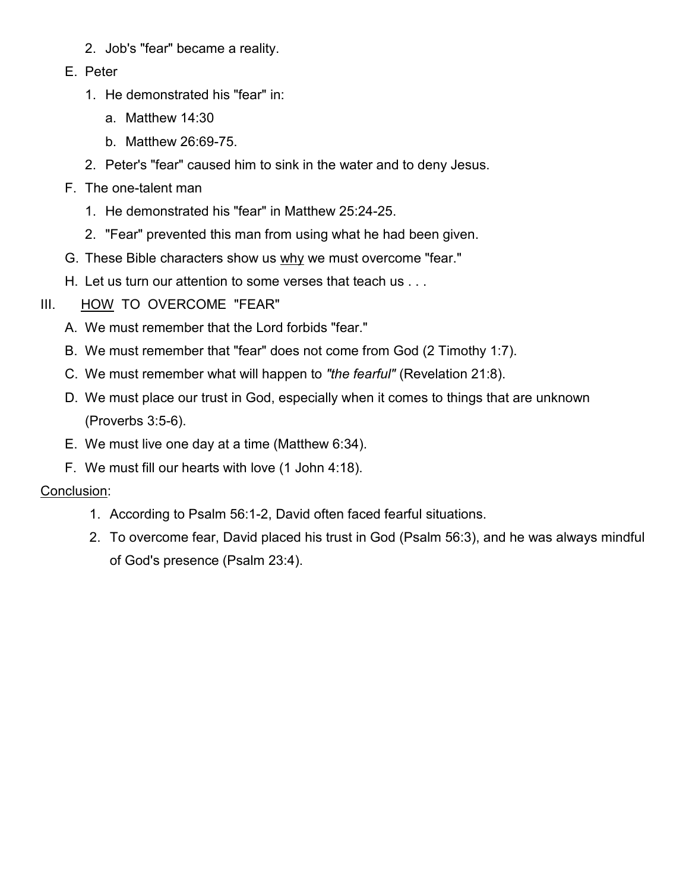2. Job's "fear" became a reality.

E. Peter

   1. He demonstrated his "fear" in:

      a. Matthew 14:30

      b. Matthew 26:69-75.

   2. Peter's "fear" caused him to sink in the water and to deny Jesus.

F. The one-talent man

   1. He demonstrated his "fear" in Matthew 25:24-25.

   2. "Fear" prevented this man from using what he had been given.

G. These Bible characters show us <u>why</u> we must overcome "fear."

H. Let us turn our attention to some verses that teach us . . .

III. <u>HOW</u> TO OVERCOME "FEAR"

A. We must remember that the Lord forbids "fear."

B. We must remember that "fear" does not come from God (2 Timothy 1:7).

C. We must remember what will happen to *"the fearful"* (Revelation 21:8).

D. We must place our trust in God, especially when it comes to things that are unknown (Proverbs 3:5-6).

E. We must live one day at a time (Matthew 6:34).

F. We must fill our hearts with love (1 John 4:18).

<u>Conclusion</u>:

1. According to Psalm 56:1-2, David often faced fearful situations.
2. To overcome fear, David placed his trust in God (Psalm 56:3), and he was always mindful of God's presence (Psalm 23:4).